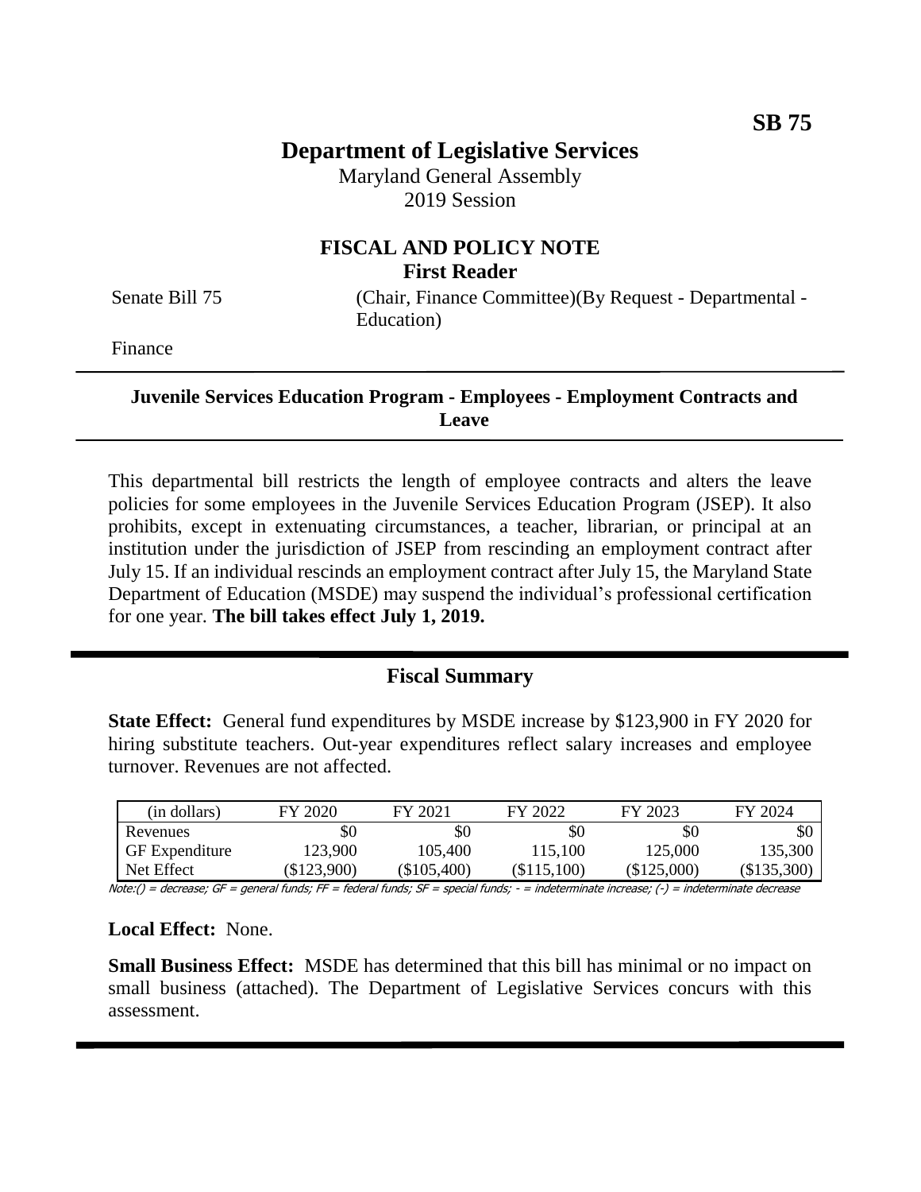**SB 75**

# Department of Legislative Services

Maryland General Assembly
2019 Session

## FISCAL AND POLICY NOTE

**First Reader**

Senate Bill 75 (Chair, Finance Committee)(By Request - Departmental - Education)

Finance

---

**Juvenile Services Education Program - Employees - Employment Contracts and Leave**

---

This departmental bill restricts the length of employee contracts and alters the leave policies for some employees in the Juvenile Services Education Program (JSEP). It also prohibits, except in extenuating circumstances, a teacher, librarian, or principal at an institution under the jurisdiction of JSEP from rescinding an employment contract after July 15. If an individual rescinds an employment contract after July 15, the Maryland State Department of Education (MSDE) may suspend the individual's professional certification for one year. **The bill takes effect July 1, 2019.**

---

## Fiscal Summary

**State Effect:** General fund expenditures by MSDE increase by $123,900 in FY 2020 for hiring substitute teachers. Out-year expenditures reflect salary increases and employee turnover. Revenues are not affected.

| (in dollars) | FY 2020 | FY 2021 | FY 2022 | FY 2023 | FY 2024 |
|---|---|---|---|---|---|
| Revenues | $0 | $0 | $0 | $0 | $0 |
| GF Expenditure | 123,900 | 105,400 | 115,100 | 125,000 | 135,300 |
| Net Effect | ($123,900) | ($105,400) | ($115,100) | ($125,000) | ($135,300) |

Note:() = decrease; GF = general funds; FF = federal funds; SF = special funds; - = indeterminate increase; (-) = indeterminate decrease

**Local Effect:** None.

**Small Business Effect:** MSDE has determined that this bill has minimal or no impact on small business (attached). The Department of Legislative Services concurs with this assessment.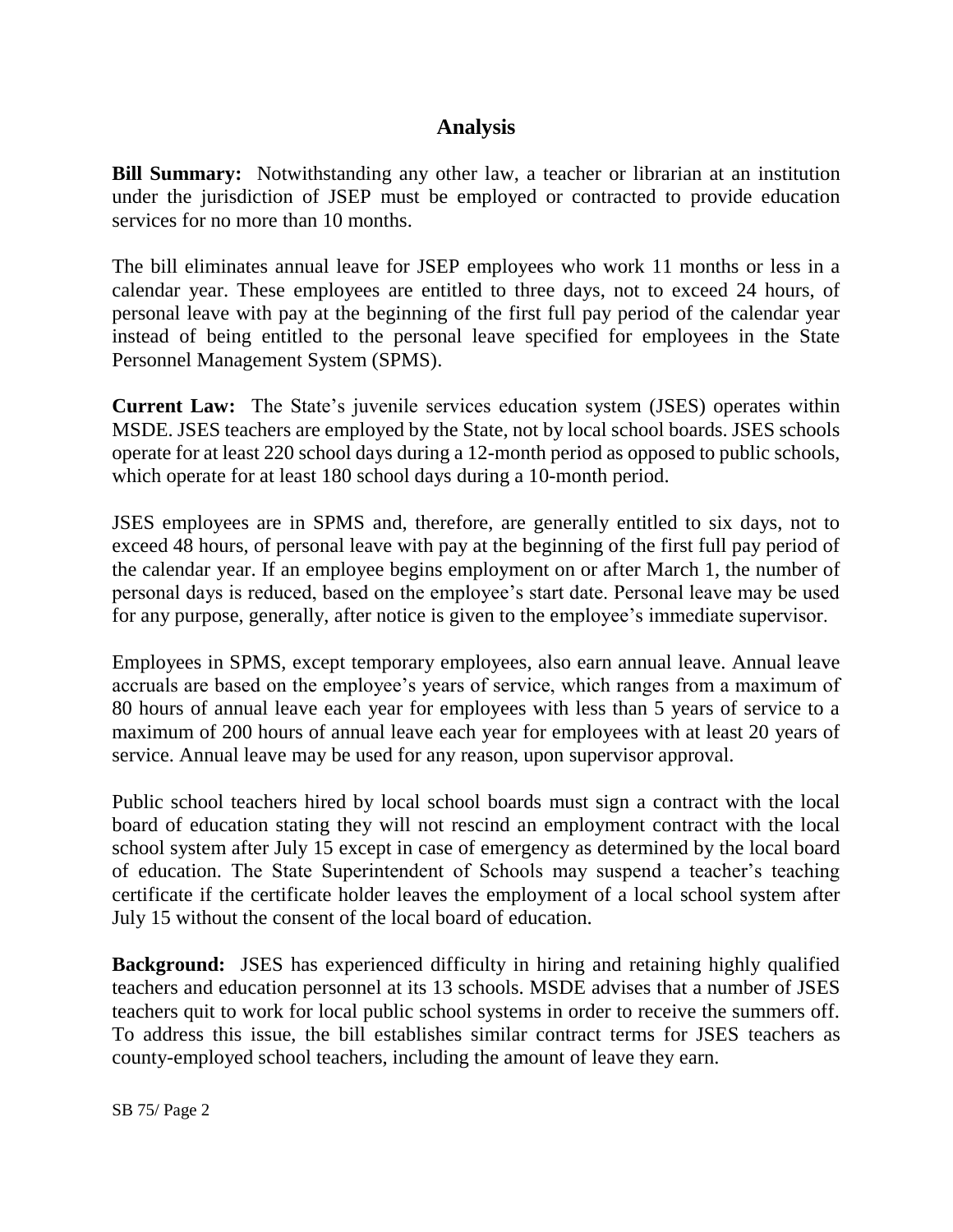## Analysis

**Bill Summary:** Notwithstanding any other law, a teacher or librarian at an institution under the jurisdiction of JSEP must be employed or contracted to provide education services for no more than 10 months.

The bill eliminates annual leave for JSEP employees who work 11 months or less in a calendar year. These employees are entitled to three days, not to exceed 24 hours, of personal leave with pay at the beginning of the first full pay period of the calendar year instead of being entitled to the personal leave specified for employees in the State Personnel Management System (SPMS).

**Current Law:** The State's juvenile services education system (JSES) operates within MSDE. JSES teachers are employed by the State, not by local school boards. JSES schools operate for at least 220 school days during a 12-month period as opposed to public schools, which operate for at least 180 school days during a 10-month period.

JSES employees are in SPMS and, therefore, are generally entitled to six days, not to exceed 48 hours, of personal leave with pay at the beginning of the first full pay period of the calendar year. If an employee begins employment on or after March 1, the number of personal days is reduced, based on the employee's start date. Personal leave may be used for any purpose, generally, after notice is given to the employee's immediate supervisor.

Employees in SPMS, except temporary employees, also earn annual leave. Annual leave accruals are based on the employee's years of service, which ranges from a maximum of 80 hours of annual leave each year for employees with less than 5 years of service to a maximum of 200 hours of annual leave each year for employees with at least 20 years of service. Annual leave may be used for any reason, upon supervisor approval.

Public school teachers hired by local school boards must sign a contract with the local board of education stating they will not rescind an employment contract with the local school system after July 15 except in case of emergency as determined by the local board of education. The State Superintendent of Schools may suspend a teacher's teaching certificate if the certificate holder leaves the employment of a local school system after July 15 without the consent of the local board of education.

**Background:** JSES has experienced difficulty in hiring and retaining highly qualified teachers and education personnel at its 13 schools. MSDE advises that a number of JSES teachers quit to work for local public school systems in order to receive the summers off. To address this issue, the bill establishes similar contract terms for JSES teachers as county-employed school teachers, including the amount of leave they earn.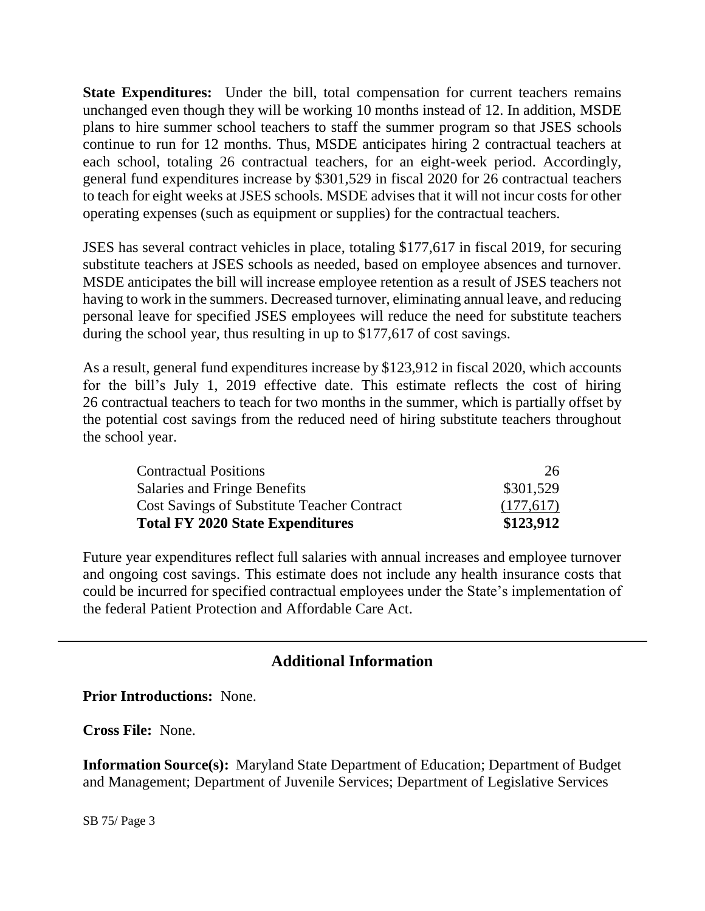**State Expenditures:** Under the bill, total compensation for current teachers remains unchanged even though they will be working 10 months instead of 12. In addition, MSDE plans to hire summer school teachers to staff the summer program so that JSES schools continue to run for 12 months. Thus, MSDE anticipates hiring 2 contractual teachers at each school, totaling 26 contractual teachers, for an eight-week period. Accordingly, general fund expenditures increase by $301,529 in fiscal 2020 for 26 contractual teachers to teach for eight weeks at JSES schools. MSDE advises that it will not incur costs for other operating expenses (such as equipment or supplies) for the contractual teachers.

JSES has several contract vehicles in place, totaling $177,617 in fiscal 2019, for securing substitute teachers at JSES schools as needed, based on employee absences and turnover. MSDE anticipates the bill will increase employee retention as a result of JSES teachers not having to work in the summers. Decreased turnover, eliminating annual leave, and reducing personal leave for specified JSES employees will reduce the need for substitute teachers during the school year, thus resulting in up to $177,617 of cost savings.

As a result, general fund expenditures increase by $123,912 in fiscal 2020, which accounts for the bill's July 1, 2019 effective date. This estimate reflects the cost of hiring 26 contractual teachers to teach for two months in the summer, which is partially offset by the potential cost savings from the reduced need of hiring substitute teachers throughout the school year.

| | |
|---|---|
| Contractual Positions | 26 |
| Salaries and Fringe Benefits | $301,529 |
| Cost Savings of Substitute Teacher Contract | (177,617) |
| **Total FY 2020 State Expenditures** | **$123,912** |

Future year expenditures reflect full salaries with annual increases and employee turnover and ongoing cost savings. This estimate does not include any health insurance costs that could be incurred for specified contractual employees under the State's implementation of the federal Patient Protection and Affordable Care Act.

## Additional Information

**Prior Introductions:** None.

**Cross File:** None.

**Information Source(s):** Maryland State Department of Education; Department of Budget and Management; Department of Juvenile Services; Department of Legislative Services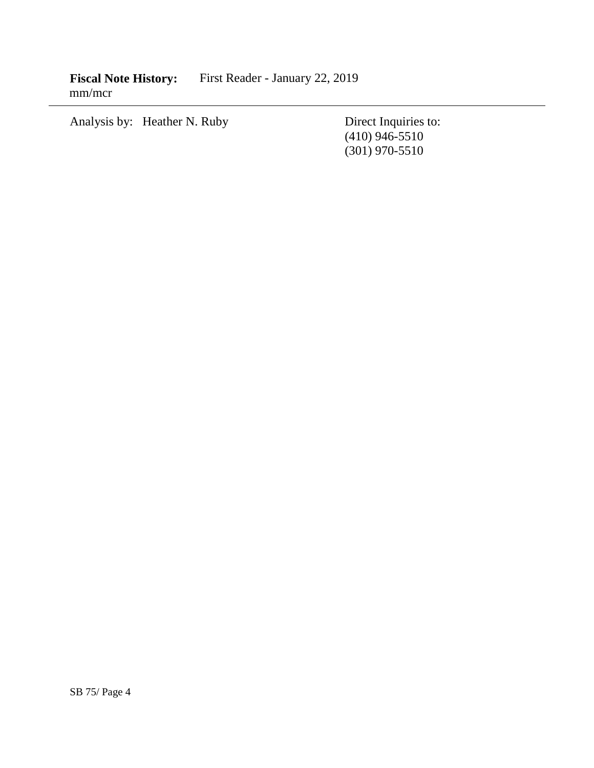**Fiscal Note History:** First Reader - January 22, 2019
mm/mcr

---

Analysis by: Heather N. Ruby

Direct Inquiries to:
(410) 946-5510
(301) 970-5510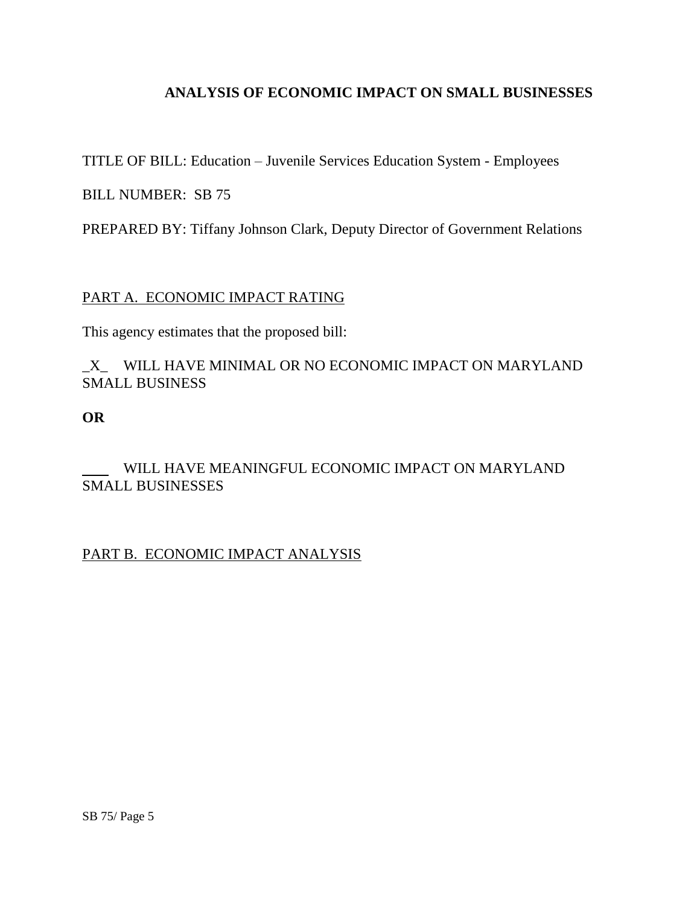**ANALYSIS OF ECONOMIC IMPACT ON SMALL BUSINESSES**

TITLE OF BILL: Education – Juvenile Services Education System - Employees

BILL NUMBER: SB 75

PREPARED BY: Tiffany Johnson Clark, Deputy Director of Government Relations

<u>PART A. ECONOMIC IMPACT RATING</u>

This agency estimates that the proposed bill:

_X_ WILL HAVE MINIMAL OR NO ECONOMIC IMPACT ON MARYLAND SMALL BUSINESS

**OR**

___ WILL HAVE MEANINGFUL ECONOMIC IMPACT ON MARYLAND SMALL BUSINESSES

<u>PART B. ECONOMIC IMPACT ANALYSIS</u>